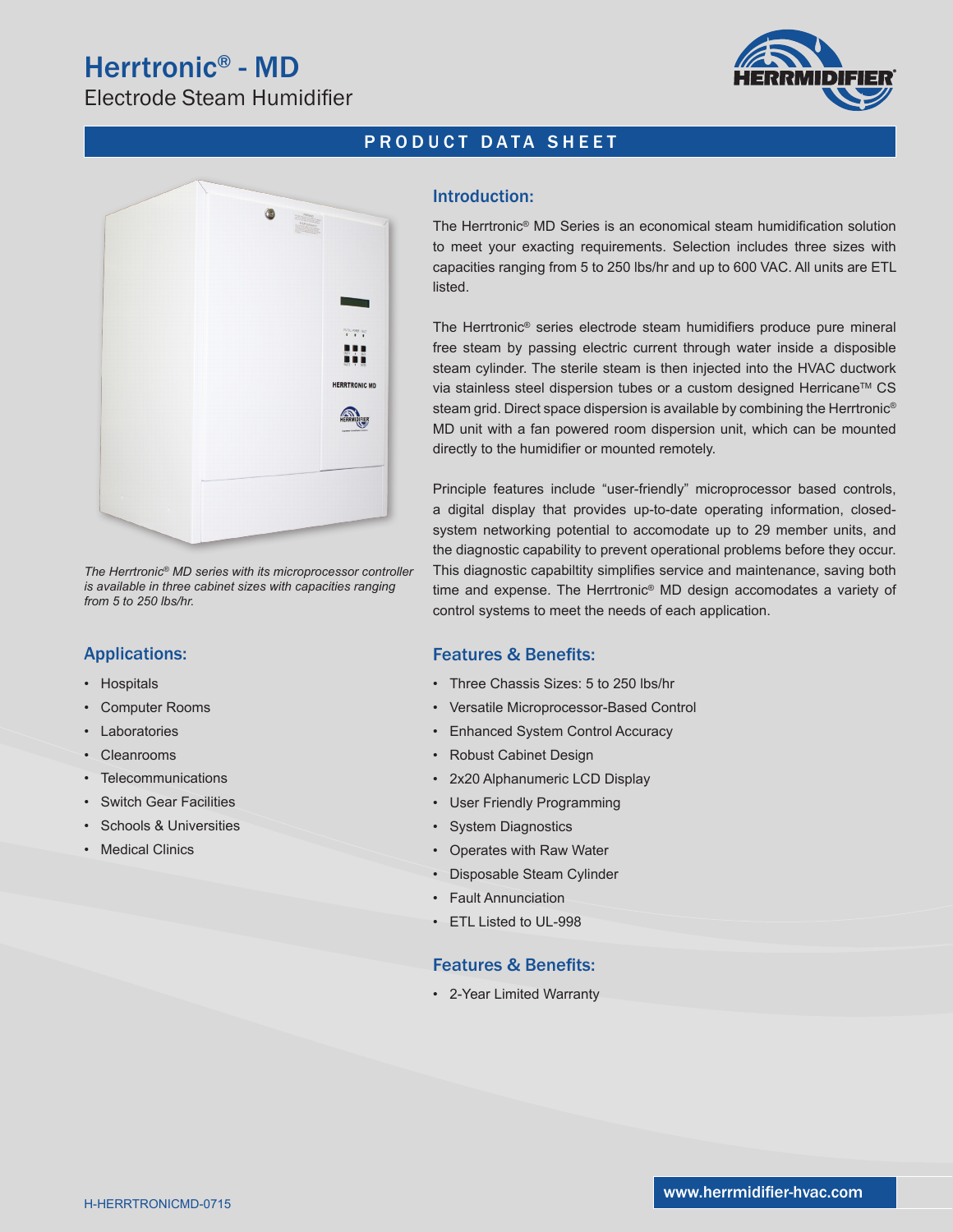# Herrtronic® - MD

Electrode Steam Humidifier

PRODUCT DATA SHEET

*The Herrtronic® MD series with its microprocessor controller is available in three cabinet sizes with capacities ranging from 5 to 250 lbs/hr.*

## Introduction:

The Herrtronic® MD Series is an economical steam humidification solution to meet your exacting requirements. Selection includes three sizes with capacities ranging from 5 to 250 lbs/hr and up to 600 VAC. All units are ETL listed.

The Herrtronic® series electrode steam humidifiers produce pure mineral free steam by passing electric current through water inside a disposible steam cylinder. The sterile steam is then injected into the HVAC ductwork via stainless steel dispersion tubes or a custom designed Herricane™ CS steam grid. Direct space dispersion is available by combining the Herrtronic® MD unit with a fan powered room dispersion unit, which can be mounted directly to the humidifier or mounted remotely.

Principle features include "user-friendly" microprocessor based controls, a digital display that provides up-to-date operating information, closed-system networking potential to accomodate up to 29 member units, and the diagnostic capability to prevent operational problems before they occur. This diagnostic capabiltity simplifies service and maintenance, saving both time and expense. The Herrtronic® MD design accomodates a variety of control systems to meet the needs of each application.

## Applications:

- Hospitals
- Computer Rooms
- Laboratories
- Cleanrooms
- Telecommunications
- Switch Gear Facilities
- Schools & Universities
- Medical Clinics

## Features & Benefits:

- Three Chassis Sizes: 5 to 250 lbs/hr
- Versatile Microprocessor-Based Control
- Enhanced System Control Accuracy
- Robust Cabinet Design
- 2x20 Alphanumeric LCD Display
- User Friendly Programming
- System Diagnostics
- Operates with Raw Water
- Disposable Steam Cylinder
- Fault Annunciation
- ETL Listed to UL-998

## Features & Benefits:

- 2-Year Limited Warranty

H-HERRTRONICMD-0715

www.herrmidifier-hvac.com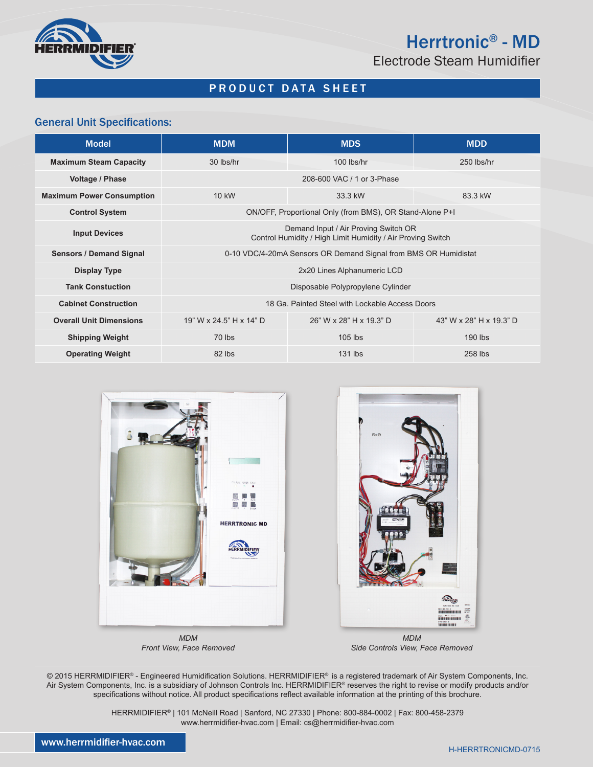# Herrtronic® - MD

Electrode Steam Humidifier

## PRODUCT DATA SHEET

### General Unit Specifications:

| Model | MDM | MDS | MDD |
|---|---|---|---|
| **Maximum Steam Capacity** | 30 lbs/hr | 100 lbs/hr | 250 lbs/hr |
| **Voltage / Phase** | 208-600 VAC / 1 or 3-Phase | | |
| **Maximum Power Consumption** | 10 kW | 33.3 kW | 83.3 kW |
| **Control System** | ON/OFF, Proportional Only (from BMS), OR Stand-Alone P+I | | |
| **Input Devices** | Demand Input / Air Proving Switch OR Control Humidity / High Limit Humidity / Air Proving Switch | | |
| **Sensors / Demand Signal** | 0-10 VDC/4-20mA Sensors OR Demand Signal from BMS OR Humidistat | | |
| **Display Type** | 2x20 Lines Alphanumeric LCD | | |
| **Tank Consturction** | Disposable Polypropylene Cylinder | | |
| **Cabinet Construction** | 18 Ga. Painted Steel with Lockable Access Doors | | |
| **Overall Unit Dimensions** | 19" W x 24.5" H x 14" D | 26" W x 28" H x 19.3" D | 43" W x 28" H x 19.3" D |
| **Shipping Weight** | 70 lbs | 105 lbs | 190 lbs |
| **Operating Weight** | 82 lbs | 131 lbs | 258 lbs |

*MDM*
*Front View, Face Removed*

*MDM*
*Side Controls View, Face Removed*

© 2015 HERRMIDIFIER® - Engineered Humidification Solutions. HERRMIDIFIER® is a registered trademark of Air System Components, Inc. Air System Components, Inc. is a subsidiary of Johnson Controls Inc. HERRMIDIFIER® reserves the right to revise or modify products and/or specifications without notice. All product specifications reflect available information at the printing of this brochure.

HERRMIDIFIER® | 101 McNeill Road | Sanford, NC 27330 | Phone: 800-884-0002 | Fax: 800-458-2379
www.herrmidifier-hvac.com | Email: cs@herrmidifier-hvac.com

www.herrmidifier-hvac.com

H-HERRTRONICMD-0715